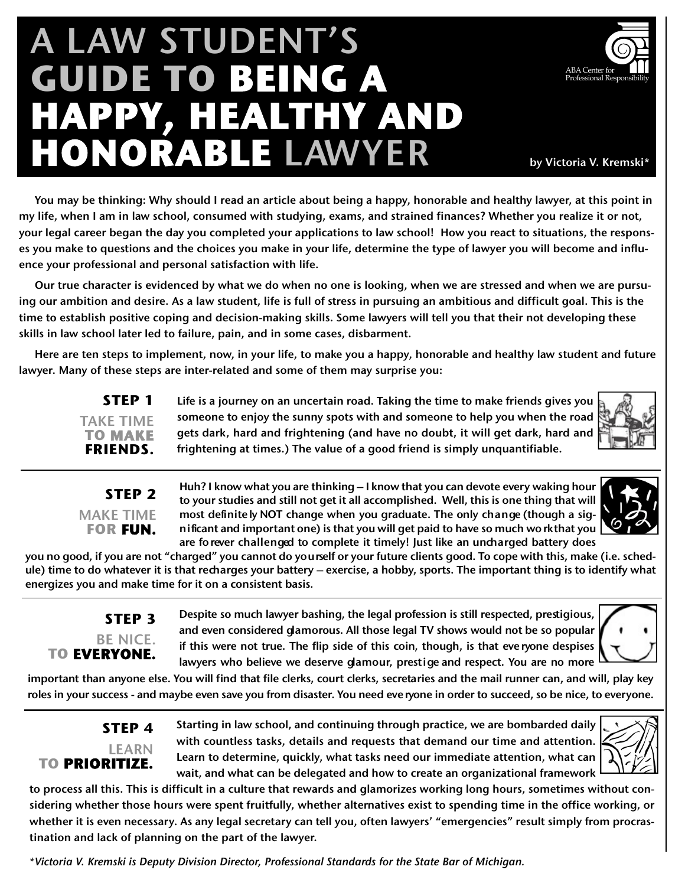# A LAW STUDENT'S GUIDE TO BEING A HAPPY, HEALTHY AND HONORABLE LAWYER

ABA Center for Professional Responsibility

by Victoria V. Kremski*

**You may be thinking: Why should I read an article about being a happy, honorable and healthy lawyer, at this point in my life, when I am in law school, consumed with studying, exams, and strained finances? Whether you realize it or not, your legal career began the day you completed your applications to law school! How you react to situations, the responses you make to questions and the choices you make in your life, determine the type of lawyer you will become and influence your professional and personal satisfaction with life.**

**Our true character is evidenced by what we do when no one is looking, when we are stressed and when we are pursuing our ambition and desire. As a law student, life is full of stress in pursuing an ambitious and difficult goal. This is the time to establish positive coping and decision-making skills. Some lawyers will tell you that their not developing these skills in law school later led to failure, pain, and in some cases, disbarment.**

**Here are ten steps to implement, now, in your life, to make you a happy, honorable and healthy law student and future lawyer. Many of these steps are inter-related and some of them may surprise you:**

## STEP 1 — TAKE TIME TO MAKE FRIENDS.

Life is a journey on an uncertain road. Taking the time to make friends gives you someone to enjoy the sunny spots with and someone to help you when the road gets dark, hard and frightening (and have no doubt, it will get dark, hard and frightening at times.) The value of a good friend is simply unquantifiable.

## STEP 2 — MAKE TIME FOR FUN.

Huh? I know what you are thinking – I know that you can devote every waking hour to your studies and still not get it all accomplished. Well, this is one thing that will most definitely NOT change when you graduate. The only change (though a significant and important one) is that you will get paid to have so much work that you are forever challenged to complete it timely! Just like an uncharged battery does you no good, if you are not "charged" you cannot do yourself or your future clients good. To cope with this, make (i.e. schedule) time to do whatever it is that recharges your battery – exercise, a hobby, sports. The important thing is to identify what energizes you and make time for it on a consistent basis.

## STEP 3 — BE NICE. TO EVERYONE.

Despite so much lawyer bashing, the legal profession is still respected, prestigious, and even considered glamorous. All those legal TV shows would not be so popular if this were not true. The flip side of this coin, though, is that everyone despises lawyers who believe we deserve glamour, prestige and respect. You are no more important than anyone else. You will find that file clerks, court clerks, secretaries and the mail runner can, and will, play key roles in your success - and maybe even save you from disaster. You need everyone in order to succeed, so be nice, to everyone.

## STEP 4 — LEARN TO PRIORITIZE.

Starting in law school, and continuing through practice, we are bombarded daily with countless tasks, details and requests that demand our time and attention. Learn to determine, quickly, what tasks need our immediate attention, what can wait, and what can be delegated and how to create an organizational framework to process all this. This is difficult in a culture that rewards and glamorizes working long hours, sometimes without considering whether those hours were spent fruitfully, whether alternatives exist to spending time in the office working, or whether it is even necessary. As any legal secretary can tell you, often lawyers' "emergencies" result simply from procrastination and lack of planning on the part of the lawyer.

*\*Victoria V. Kremski is Deputy Division Director, Professional Standards for the State Bar of Michigan.*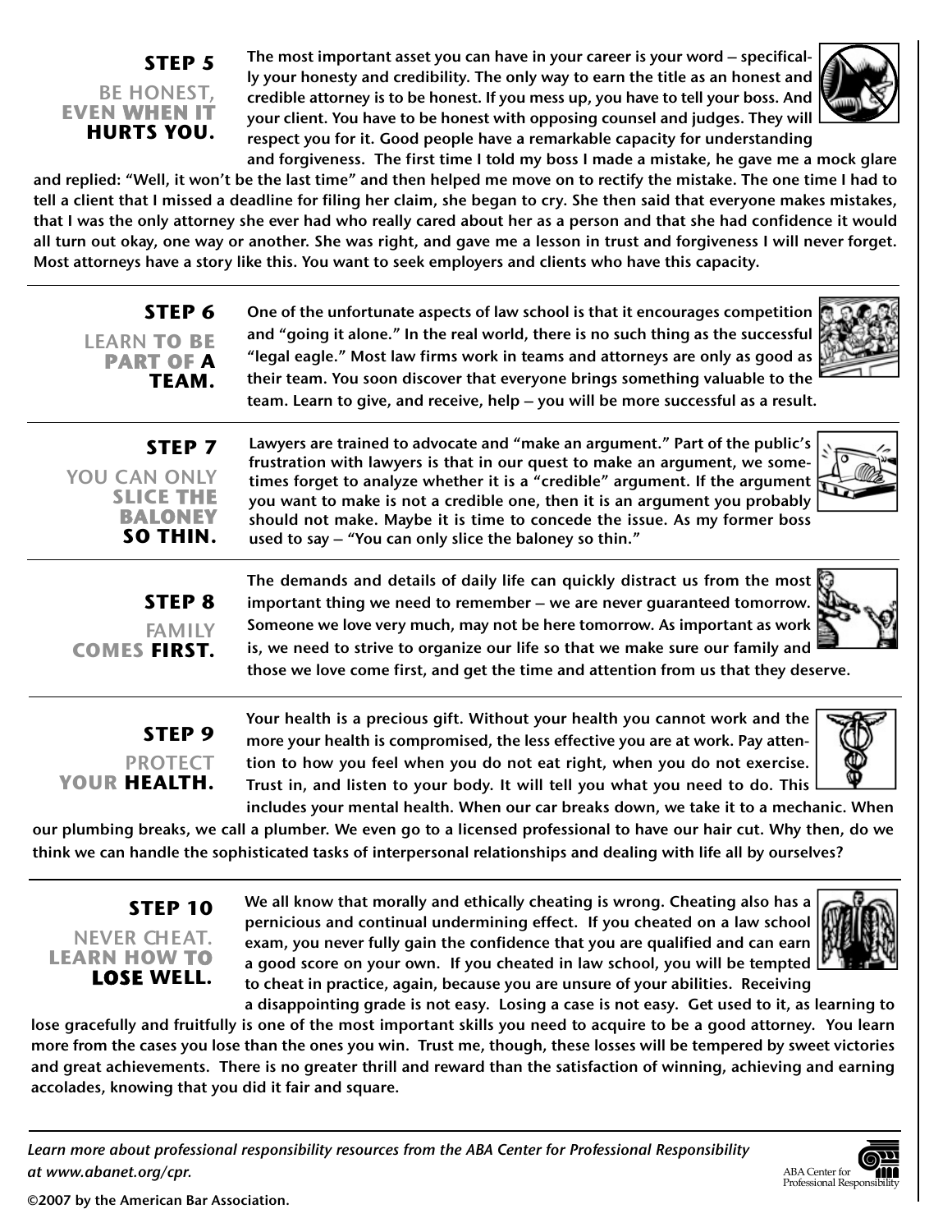## STEP 5

### BE HONEST, EVEN WHEN IT HURTS YOU.

**The most important asset you can have in your career is your word – specifically your honesty and credibility. The only way to earn the title as an honest and credible attorney is to be honest. If you mess up, you have to tell your boss. And your client. You have to be honest with opposing counsel and judges. They will respect you for it. Good people have a remarkable capacity for understanding and forgiveness. The first time I told my boss I made a mistake, he gave me a mock glare and replied: "Well, it won't be the last time" and then helped me move on to rectify the mistake. The one time I had to tell a client that I missed a deadline for filing her claim, she began to cry. She then said that everyone makes mistakes, that I was the only attorney she ever had who really cared about her as a person and that she had confidence it would all turn out okay, one way or another. She was right, and gave me a lesson in trust and forgiveness I will never forget. Most attorneys have a story like this. You want to seek employers and clients who have this capacity.**

## STEP 6

### LEARN TO BE PART OF A TEAM.

**One of the unfortunate aspects of law school is that it encourages competition and "going it alone." In the real world, there is no such thing as the successful "legal eagle." Most law firms work in teams and attorneys are only as good as their team. You soon discover that everyone brings something valuable to the team. Learn to give, and receive, help – you will be more successful as a result.**

## STEP 7

### YOU CAN ONLY SLICE THE BALONEY SO THIN.

**Lawyers are trained to advocate and "make an argument." Part of the public's frustration with lawyers is that in our quest to make an argument, we sometimes forget to analyze whether it is a "credible" argument. If the argument you want to make is not a credible one, then it is an argument you probably should not make. Maybe it is time to concede the issue. As my former boss used to say – "You can only slice the baloney so thin."**

## STEP 8

### FAMILY COMES FIRST.

**The demands and details of daily life can quickly distract us from the most important thing we need to remember – we are never guaranteed tomorrow. Someone we love very much, may not be here tomorrow. As important as work is, we need to strive to organize our life so that we make sure our family and those we love come first, and get the time and attention from us that they deserve.**

## STEP 9

### PROTECT YOUR HEALTH.

**Your health is a precious gift. Without your health you cannot work and the more your health is compromised, the less effective you are at work. Pay attention to how you feel when you do not eat right, when you do not exercise. Trust in, and listen to your body. It will tell you what you need to do. This includes your mental health. When our car breaks down, we take it to a mechanic. When our plumbing breaks, we call a plumber. We even go to a licensed professional to have our hair cut. Why then, do we think we can handle the sophisticated tasks of interpersonal relationships and dealing with life all by ourselves?**

## STEP 10

### NEVER CHEAT. LEARN HOW TO LOSE WELL.

**We all know that morally and ethically cheating is wrong. Cheating also has a pernicious and continual undermining effect. If you cheated on a law school exam, you never fully gain the confidence that you are qualified and can earn a good score on your own. If you cheated in law school, you will be tempted to cheat in practice, again, because you are unsure of your abilities. Receiving a disappointing grade is not easy. Losing a case is not easy. Get used to it, as learning to lose gracefully and fruitfully is one of the most important skills you need to acquire to be a good attorney. You learn more from the cases you lose than the ones you win. Trust me, though, these losses will be tempered by sweet victories and great achievements. There is no greater thrill and reward than the satisfaction of winning, achieving and earning accolades, knowing that you did it fair and square.**

---

***Learn more about professional responsibility resources from the ABA Center for Professional Responsibility at www.abanet.org/cpr.***

ABA Center for Professional Responsibility

**©2007 by the American Bar Association.**